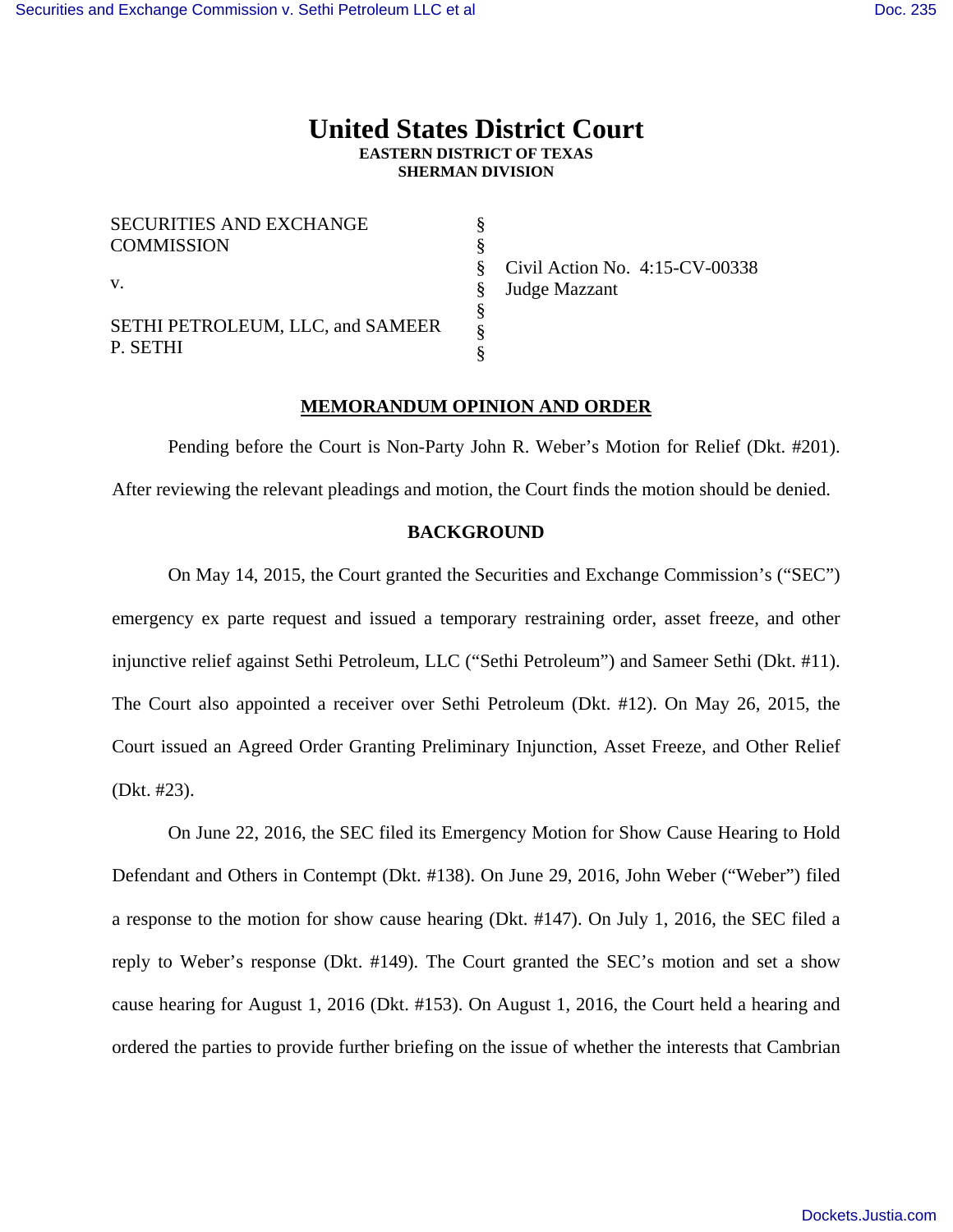# United States District Court

**EASTERN DISTRICT OF TEXAS**
**SHERMAN DIVISION**

| | | |
|---|---|---|
| SECURITIES AND EXCHANGE COMMISSION | § | |
| | § | |
| v. | § | Civil Action No. 4:15-CV-00338 |
| | § | Judge Mazzant |
| SETHI PETROLEUM, LLC, and SAMEER P. SETHI | § | |
| | § | |
| | § | |

## MEMORANDUM OPINION AND ORDER

Pending before the Court is Non-Party John R. Weber's Motion for Relief (Dkt. #201). After reviewing the relevant pleadings and motion, the Court finds the motion should be denied.

## BACKGROUND

On May 14, 2015, the Court granted the Securities and Exchange Commission's ("SEC") emergency ex parte request and issued a temporary restraining order, asset freeze, and other injunctive relief against Sethi Petroleum, LLC ("Sethi Petroleum") and Sameer Sethi (Dkt. #11). The Court also appointed a receiver over Sethi Petroleum (Dkt. #12). On May 26, 2015, the Court issued an Agreed Order Granting Preliminary Injunction, Asset Freeze, and Other Relief (Dkt. #23).

On June 22, 2016, the SEC filed its Emergency Motion for Show Cause Hearing to Hold Defendant and Others in Contempt (Dkt. #138). On June 29, 2016, John Weber ("Weber") filed a response to the motion for show cause hearing (Dkt. #147). On July 1, 2016, the SEC filed a reply to Weber's response (Dkt. #149). The Court granted the SEC's motion and set a show cause hearing for August 1, 2016 (Dkt. #153). On August 1, 2016, the Court held a hearing and ordered the parties to provide further briefing on the issue of whether the interests that Cambrian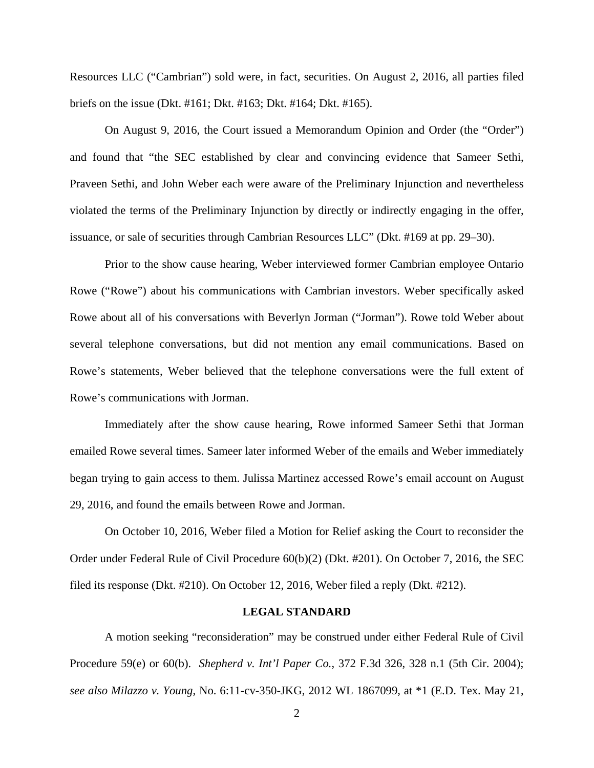Resources LLC ("Cambrian") sold were, in fact, securities. On August 2, 2016, all parties filed briefs on the issue (Dkt. #161; Dkt. #163; Dkt. #164; Dkt. #165).

On August 9, 2016, the Court issued a Memorandum Opinion and Order (the "Order") and found that "the SEC established by clear and convincing evidence that Sameer Sethi, Praveen Sethi, and John Weber each were aware of the Preliminary Injunction and nevertheless violated the terms of the Preliminary Injunction by directly or indirectly engaging in the offer, issuance, or sale of securities through Cambrian Resources LLC" (Dkt. #169 at pp. 29–30).

Prior to the show cause hearing, Weber interviewed former Cambrian employee Ontario Rowe ("Rowe") about his communications with Cambrian investors. Weber specifically asked Rowe about all of his conversations with Beverlyn Jorman ("Jorman"). Rowe told Weber about several telephone conversations, but did not mention any email communications. Based on Rowe's statements, Weber believed that the telephone conversations were the full extent of Rowe's communications with Jorman.

Immediately after the show cause hearing, Rowe informed Sameer Sethi that Jorman emailed Rowe several times. Sameer later informed Weber of the emails and Weber immediately began trying to gain access to them. Julissa Martinez accessed Rowe's email account on August 29, 2016, and found the emails between Rowe and Jorman.

On October 10, 2016, Weber filed a Motion for Relief asking the Court to reconsider the Order under Federal Rule of Civil Procedure 60(b)(2) (Dkt. #201). On October 7, 2016, the SEC filed its response (Dkt. #210). On October 12, 2016, Weber filed a reply (Dkt. #212).

## LEGAL STANDARD

A motion seeking "reconsideration" may be construed under either Federal Rule of Civil Procedure 59(e) or 60(b). *Shepherd v. Int'l Paper Co.*, 372 F.3d 326, 328 n.1 (5th Cir. 2004); *see also Milazzo v. Young*, No. 6:11-cv-350-JKG, 2012 WL 1867099, at *1 (E.D. Tex. May 21,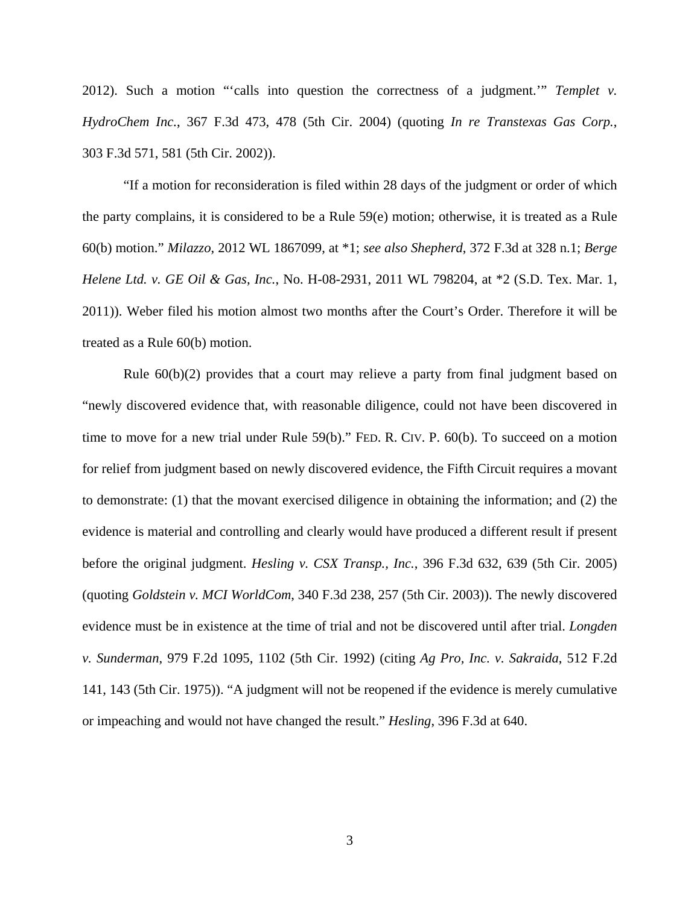2012). Such a motion "'calls into question the correctness of a judgment.'" *Templet v. HydroChem Inc.*, 367 F.3d 473, 478 (5th Cir. 2004) (quoting *In re Transtexas Gas Corp.*, 303 F.3d 571, 581 (5th Cir. 2002)).

"If a motion for reconsideration is filed within 28 days of the judgment or order of which the party complains, it is considered to be a Rule 59(e) motion; otherwise, it is treated as a Rule 60(b) motion." *Milazzo*, 2012 WL 1867099, at *1; *see also Shepherd*, 372 F.3d at 328 n.1; *Berge Helene Ltd. v. GE Oil & Gas, Inc.*, No. H-08-2931, 2011 WL 798204, at *2 (S.D. Tex. Mar. 1, 2011)). Weber filed his motion almost two months after the Court's Order. Therefore it will be treated as a Rule 60(b) motion.

Rule 60(b)(2) provides that a court may relieve a party from final judgment based on "newly discovered evidence that, with reasonable diligence, could not have been discovered in time to move for a new trial under Rule 59(b)." FED. R. CIV. P. 60(b). To succeed on a motion for relief from judgment based on newly discovered evidence, the Fifth Circuit requires a movant to demonstrate: (1) that the movant exercised diligence in obtaining the information; and (2) the evidence is material and controlling and clearly would have produced a different result if present before the original judgment. *Hesling v. CSX Transp., Inc.*, 396 F.3d 632, 639 (5th Cir. 2005) (quoting *Goldstein v. MCI WorldCom*, 340 F.3d 238, 257 (5th Cir. 2003)). The newly discovered evidence must be in existence at the time of trial and not be discovered until after trial. *Longden v. Sunderman*, 979 F.2d 1095, 1102 (5th Cir. 1992) (citing *Ag Pro, Inc. v. Sakraida*, 512 F.2d 141, 143 (5th Cir. 1975)). "A judgment will not be reopened if the evidence is merely cumulative or impeaching and would not have changed the result." *Hesling*, 396 F.3d at 640.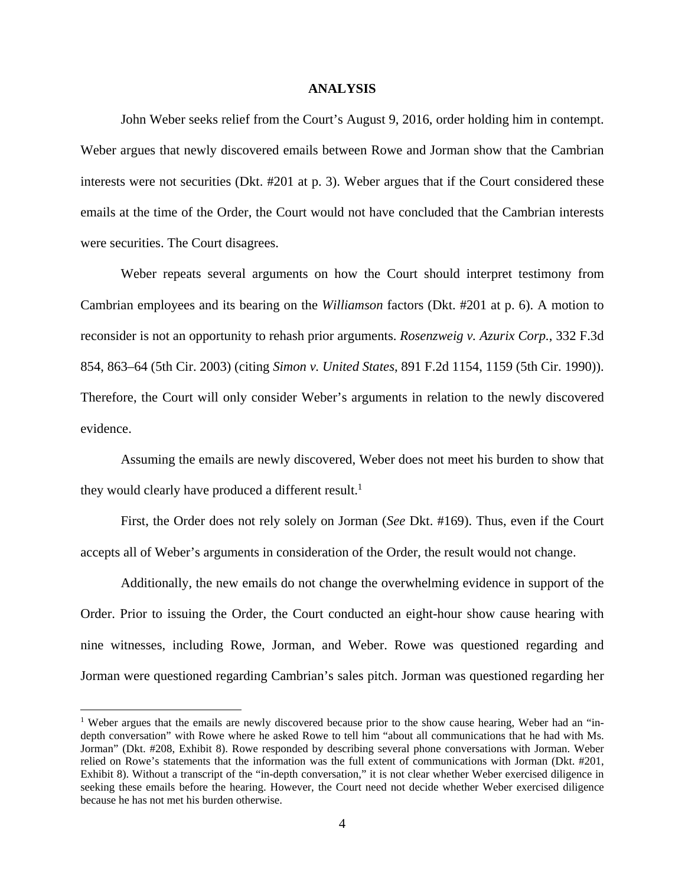## ANALYSIS

John Weber seeks relief from the Court's August 9, 2016, order holding him in contempt. Weber argues that newly discovered emails between Rowe and Jorman show that the Cambrian interests were not securities (Dkt. #201 at p. 3). Weber argues that if the Court considered these emails at the time of the Order, the Court would not have concluded that the Cambrian interests were securities. The Court disagrees.

Weber repeats several arguments on how the Court should interpret testimony from Cambrian employees and its bearing on the *Williamson* factors (Dkt. #201 at p. 6). A motion to reconsider is not an opportunity to rehash prior arguments. *Rosenzweig v. Azurix Corp.*, 332 F.3d 854, 863–64 (5th Cir. 2003) (citing *Simon v. United States*, 891 F.2d 1154, 1159 (5th Cir. 1990)). Therefore, the Court will only consider Weber's arguments in relation to the newly discovered evidence.

Assuming the emails are newly discovered, Weber does not meet his burden to show that they would clearly have produced a different result.[1]

First, the Order does not rely solely on Jorman (*See* Dkt. #169). Thus, even if the Court accepts all of Weber's arguments in consideration of the Order, the result would not change.

Additionally, the new emails do not change the overwhelming evidence in support of the Order. Prior to issuing the Order, the Court conducted an eight-hour show cause hearing with nine witnesses, including Rowe, Jorman, and Weber. Rowe was questioned regarding and Jorman were questioned regarding Cambrian's sales pitch. Jorman was questioned regarding her

---

[1] Weber argues that the emails are newly discovered because prior to the show cause hearing, Weber had an "in-depth conversation" with Rowe where he asked Rowe to tell him "about all communications that he had with Ms. Jorman" (Dkt. #208, Exhibit 8). Rowe responded by describing several phone conversations with Jorman. Weber relied on Rowe's statements that the information was the full extent of communications with Jorman (Dkt. #201, Exhibit 8). Without a transcript of the "in-depth conversation," it is not clear whether Weber exercised diligence in seeking these emails before the hearing. However, the Court need not decide whether Weber exercised diligence because he has not met his burden otherwise.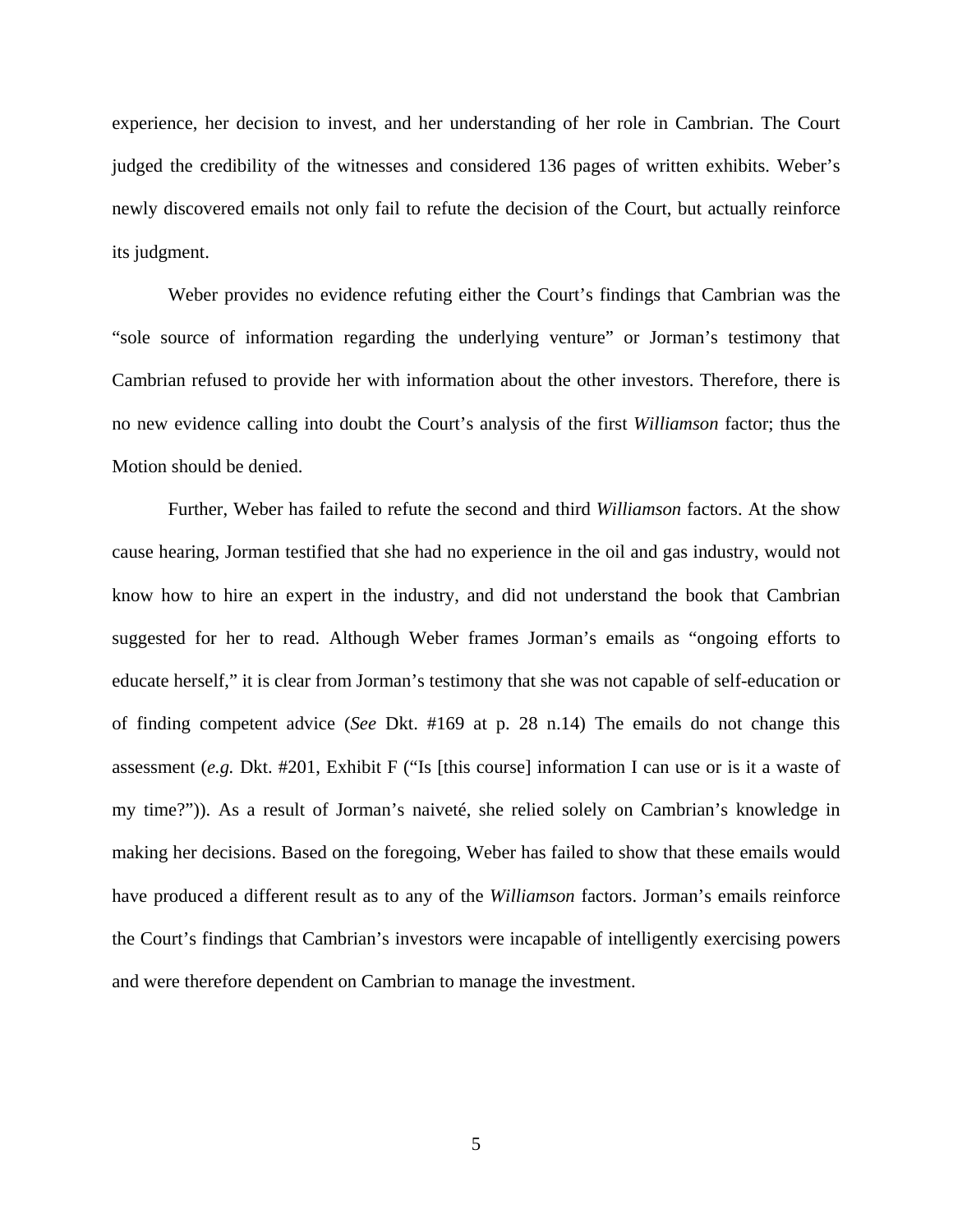experience, her decision to invest, and her understanding of her role in Cambrian. The Court judged the credibility of the witnesses and considered 136 pages of written exhibits. Weber's newly discovered emails not only fail to refute the decision of the Court, but actually reinforce its judgment.

Weber provides no evidence refuting either the Court's findings that Cambrian was the "sole source of information regarding the underlying venture" or Jorman's testimony that Cambrian refused to provide her with information about the other investors. Therefore, there is no new evidence calling into doubt the Court's analysis of the first *Williamson* factor; thus the Motion should be denied.

Further, Weber has failed to refute the second and third *Williamson* factors. At the show cause hearing, Jorman testified that she had no experience in the oil and gas industry, would not know how to hire an expert in the industry, and did not understand the book that Cambrian suggested for her to read. Although Weber frames Jorman's emails as "ongoing efforts to educate herself," it is clear from Jorman's testimony that she was not capable of self-education or of finding competent advice (*See* Dkt. #169 at p. 28 n.14) The emails do not change this assessment (*e.g.* Dkt. #201, Exhibit F ("Is [this course] information I can use or is it a waste of my time?")). As a result of Jorman's naiveté, she relied solely on Cambrian's knowledge in making her decisions. Based on the foregoing, Weber has failed to show that these emails would have produced a different result as to any of the *Williamson* factors. Jorman's emails reinforce the Court's findings that Cambrian's investors were incapable of intelligently exercising powers and were therefore dependent on Cambrian to manage the investment.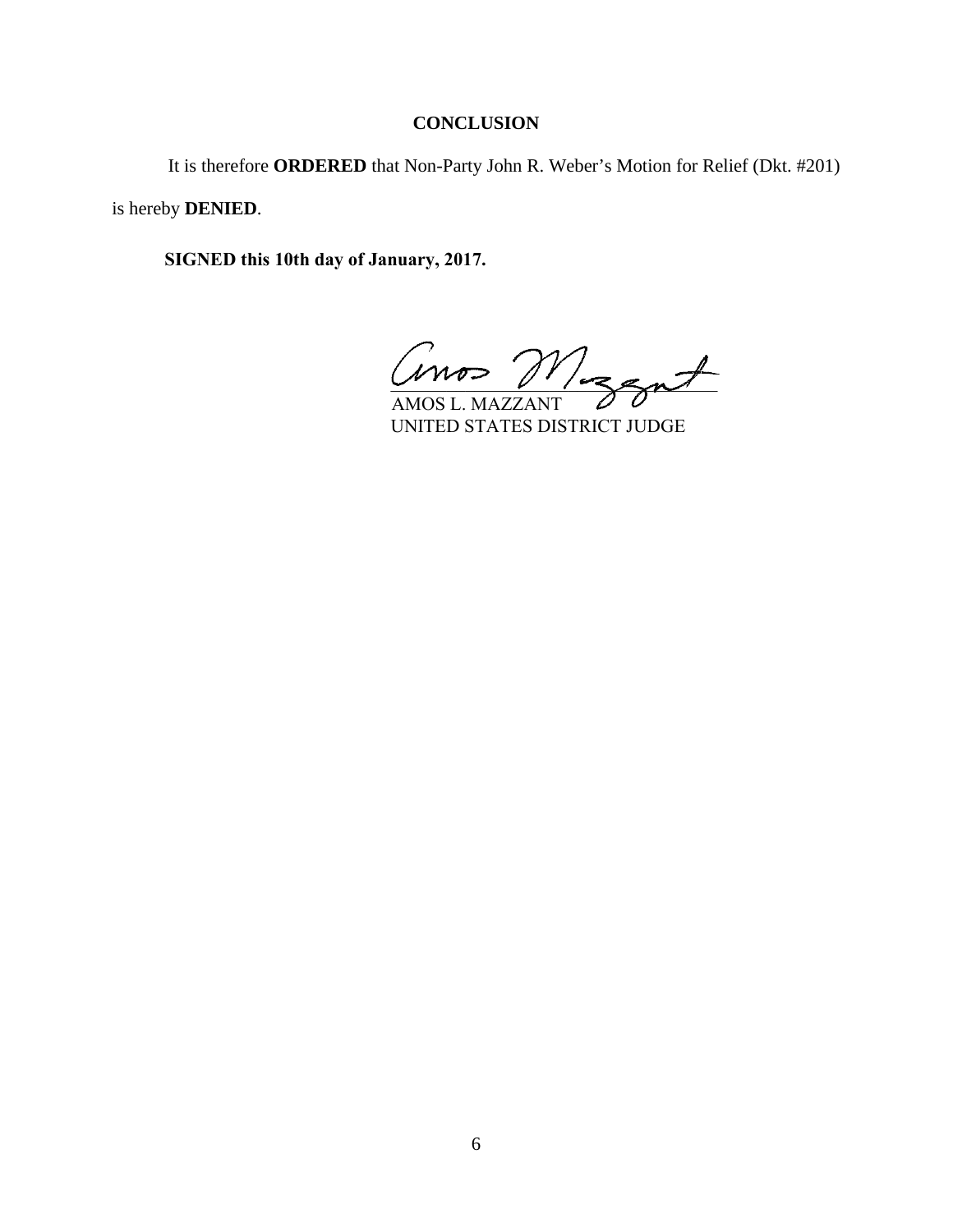## CONCLUSION

It is therefore **ORDERED** that Non-Party John R. Weber's Motion for Relief (Dkt. #201) is hereby **DENIED**.

**SIGNED this 10th day of January, 2017.**

AMOS L. MAZZANT
UNITED STATES DISTRICT JUDGE